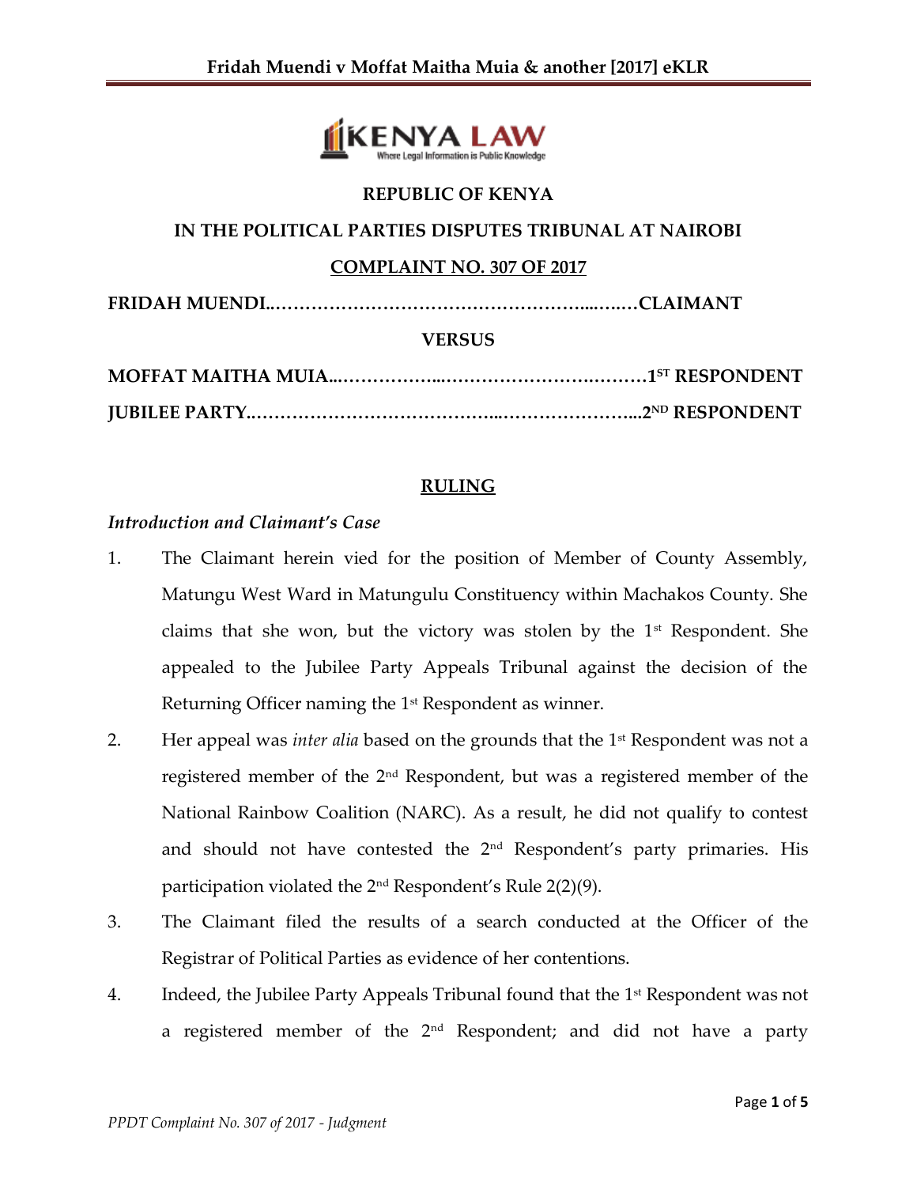**REPUBLIC OF KENYA**

**IN THE POLITICAL PARTIES DISPUTES TRIBUNAL AT NAIROBI**

**COMPLAINT NO. 307 OF 2017**

**FRIDAH MUENDI……………………………………………....…..…CLAIMANT**

**VERSUS**

**MOFFAT MAITHA MUIA...……………...……………………….………1ST RESPONDENT**

**JUBILEE PARTY...…………………………………...…………………...2ND RESPONDENT**

## RULING

*Introduction and Claimant's Case*

1. The Claimant herein vied for the position of Member of County Assembly, Matungu West Ward in Matungulu Constituency within Machakos County. She claims that she won, but the victory was stolen by the 1st Respondent. She appealed to the Jubilee Party Appeals Tribunal against the decision of the Returning Officer naming the 1st Respondent as winner.

2. Her appeal was *inter alia* based on the grounds that the 1st Respondent was not a registered member of the 2nd Respondent, but was a registered member of the National Rainbow Coalition (NARC). As a result, he did not qualify to contest and should not have contested the 2nd Respondent's party primaries. His participation violated the 2nd Respondent's Rule 2(2)(9).

3. The Claimant filed the results of a search conducted at the Officer of the Registrar of Political Parties as evidence of her contentions.

4. Indeed, the Jubilee Party Appeals Tribunal found that the 1st Respondent was not a registered member of the 2nd Respondent; and did not have a party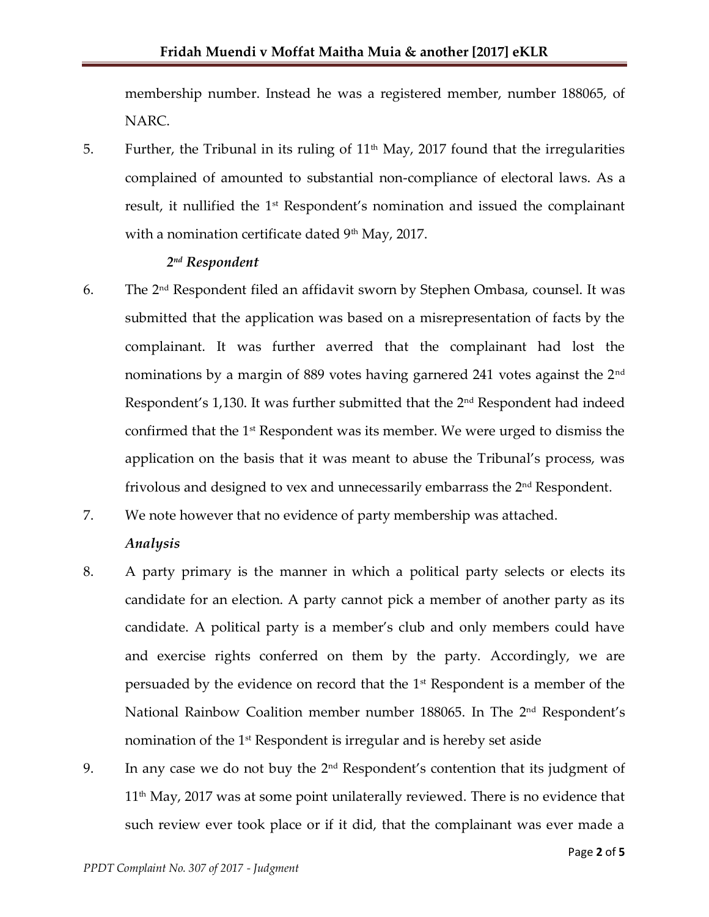membership number. Instead he was a registered member, number 188065, of NARC.

5. Further, the Tribunal in its ruling of 11th May, 2017 found that the irregularities complained of amounted to substantial non-compliance of electoral laws. As a result, it nullified the 1st Respondent's nomination and issued the complainant with a nomination certificate dated 9th May, 2017.

*2nd Respondent*

6. The 2nd Respondent filed an affidavit sworn by Stephen Ombasa, counsel. It was submitted that the application was based on a misrepresentation of facts by the complainant. It was further averred that the complainant had lost the nominations by a margin of 889 votes having garnered 241 votes against the 2nd Respondent's 1,130. It was further submitted that the 2nd Respondent had indeed confirmed that the 1st Respondent was its member. We were urged to dismiss the application on the basis that it was meant to abuse the Tribunal's process, was frivolous and designed to vex and unnecessarily embarrass the 2nd Respondent.

7. We note however that no evidence of party membership was attached.

*Analysis*

8. A party primary is the manner in which a political party selects or elects its candidate for an election. A party cannot pick a member of another party as its candidate. A political party is a member's club and only members could have and exercise rights conferred on them by the party. Accordingly, we are persuaded by the evidence on record that the 1st Respondent is a member of the National Rainbow Coalition member number 188065. In The 2nd Respondent's nomination of the 1st Respondent is irregular and is hereby set aside

9. In any case we do not buy the 2nd Respondent's contention that its judgment of 11th May, 2017 was at some point unilaterally reviewed. There is no evidence that such review ever took place or if it did, that the complainant was ever made a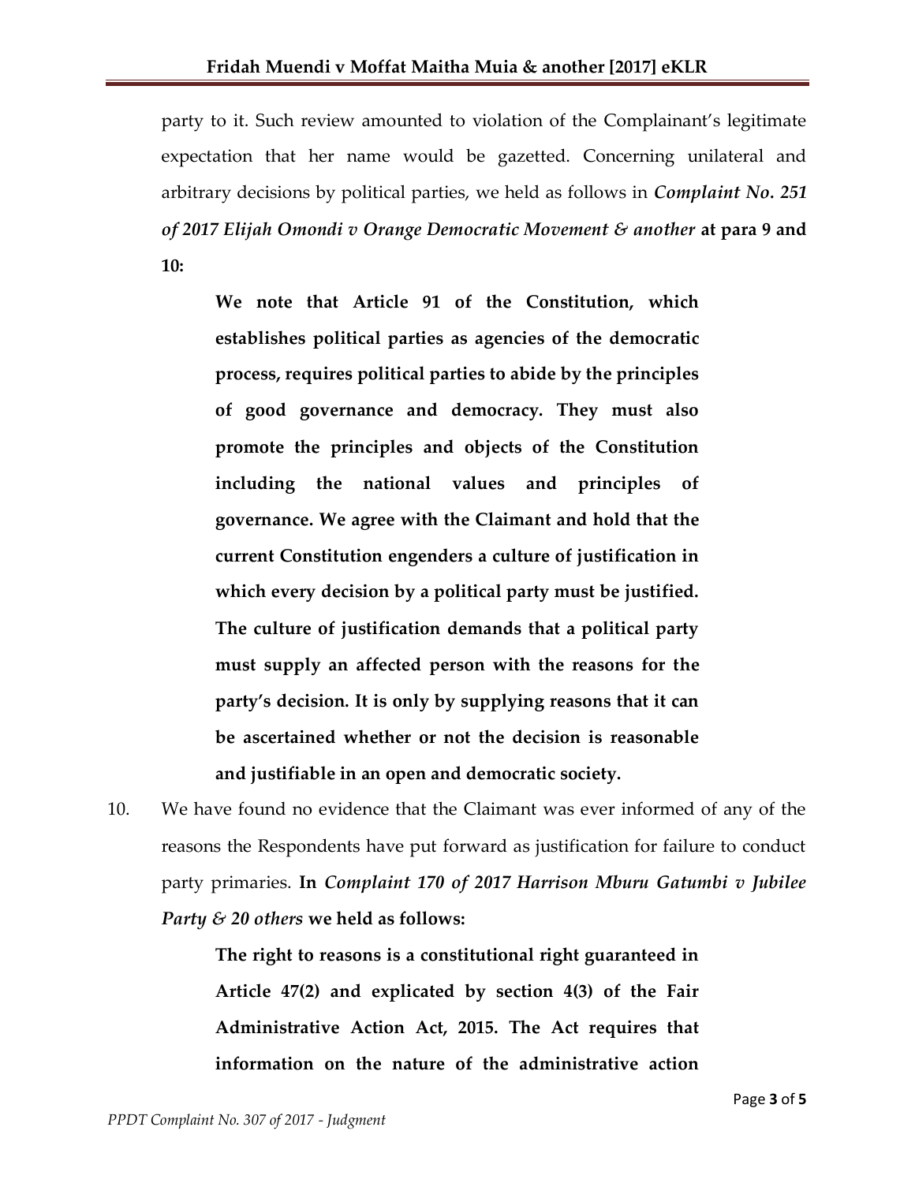party to it. Such review amounted to violation of the Complainant's legitimate expectation that her name would be gazetted. Concerning unilateral and arbitrary decisions by political parties, we held as follows in ***Complaint No. 251 of 2017 Elijah Omondi v Orange Democratic Movement & another*** **at para 9 and 10:**

> **We note that Article 91 of the Constitution, which establishes political parties as agencies of the democratic process, requires political parties to abide by the principles of good governance and democracy. They must also promote the principles and objects of the Constitution including the national values and principles of governance. We agree with the Claimant and hold that the current Constitution engenders a culture of justification in which every decision by a political party must be justified. The culture of justification demands that a political party must supply an affected person with the reasons for the party's decision. It is only by supplying reasons that it can be ascertained whether or not the decision is reasonable and justifiable in an open and democratic society.**

10. We have found no evidence that the Claimant was ever informed of any of the reasons the Respondents have put forward as justification for failure to conduct party primaries. **In** ***Complaint 170 of 2017 Harrison Mburu Gatumbi v Jubilee Party & 20 others*** **we held as follows:**

> **The right to reasons is a constitutional right guaranteed in Article 47(2) and explicated by section 4(3) of the Fair Administrative Action Act, 2015. The Act requires that information on the nature of the administrative action**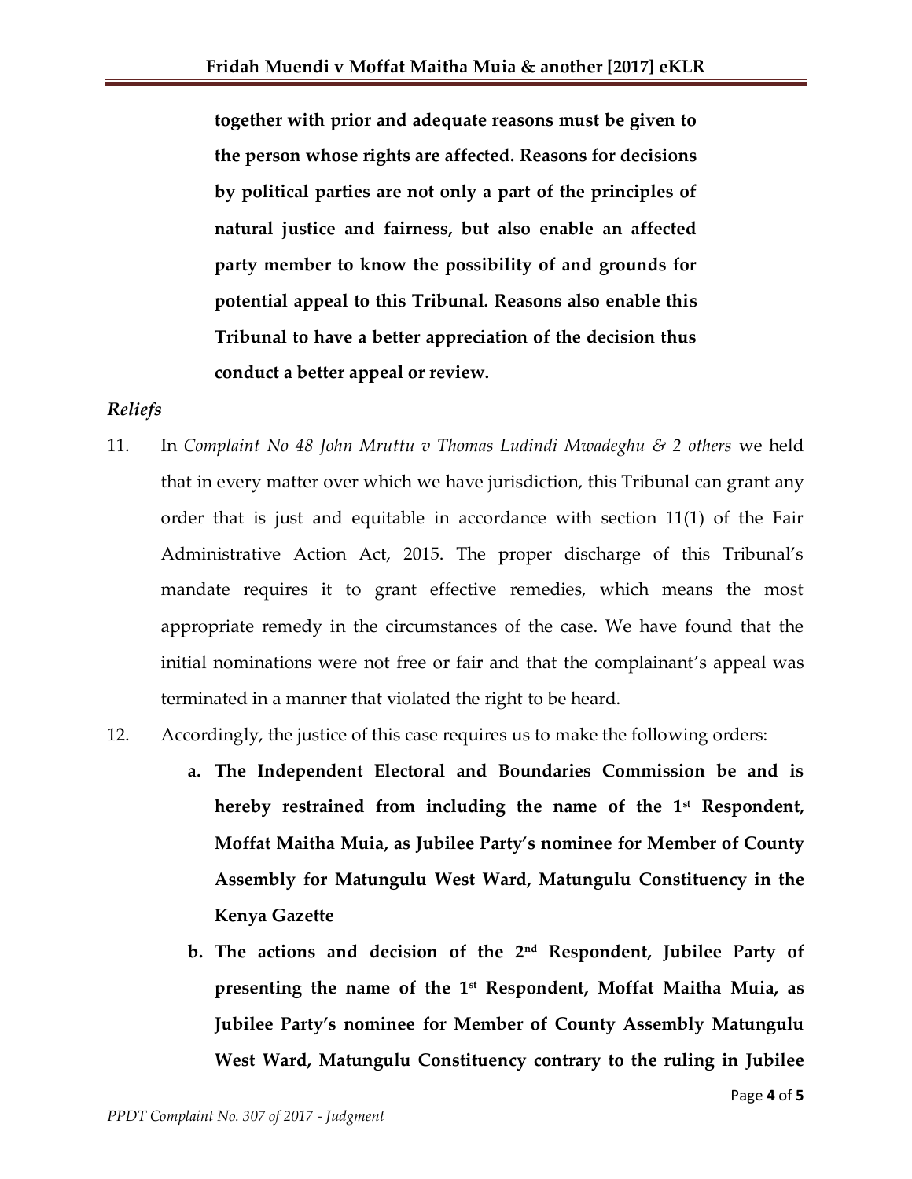> **together with prior and adequate reasons must be given to the person whose rights are affected. Reasons for decisions by political parties are not only a part of the principles of natural justice and fairness, but also enable an affected party member to know the possibility of and grounds for potential appeal to this Tribunal. Reasons also enable this Tribunal to have a better appreciation of the decision thus conduct a better appeal or review.**

*Reliefs*

11. In *Complaint No 48 John Mruttu v Thomas Ludindi Mwadeghu & 2 others* we held that in every matter over which we have jurisdiction, this Tribunal can grant any order that is just and equitable in accordance with section 11(1) of the Fair Administrative Action Act, 2015. The proper discharge of this Tribunal's mandate requires it to grant effective remedies, which means the most appropriate remedy in the circumstances of the case. We have found that the initial nominations were not free or fair and that the complainant's appeal was terminated in a manner that violated the right to be heard.

12. Accordingly, the justice of this case requires us to make the following orders:

    a. **The Independent Electoral and Boundaries Commission be and is hereby restrained from including the name of the 1st Respondent, Moffat Maitha Muia, as Jubilee Party's nominee for Member of County Assembly for Matungulu West Ward, Matungulu Constituency in the Kenya Gazette**

    b. **The actions and decision of the 2nd Respondent, Jubilee Party of presenting the name of the 1st Respondent, Moffat Maitha Muia, as Jubilee Party's nominee for Member of County Assembly Matungulu West Ward, Matungulu Constituency contrary to the ruling in Jubilee**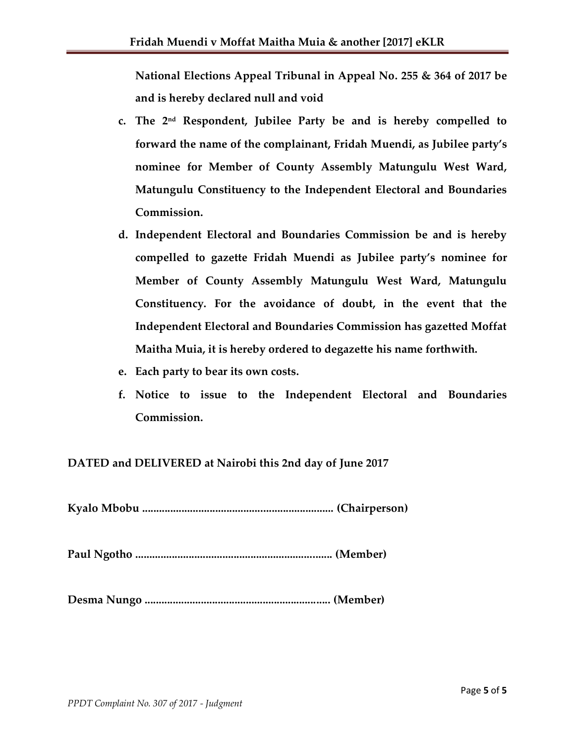**National Elections Appeal Tribunal in Appeal No. 255 & 364 of 2017 be and is hereby declared null and void**

c. **The 2nd Respondent, Jubilee Party be and is hereby compelled to forward the name of the complainant, Fridah Muendi, as Jubilee party's nominee for Member of County Assembly Matungulu West Ward, Matungulu Constituency to the Independent Electoral and Boundaries Commission.**

d. **Independent Electoral and Boundaries Commission be and is hereby compelled to gazette Fridah Muendi as Jubilee party's nominee for Member of County Assembly Matungulu West Ward, Matungulu Constituency. For the avoidance of doubt, in the event that the Independent Electoral and Boundaries Commission has gazetted Moffat Maitha Muia, it is hereby ordered to degazette his name forthwith.**

e. **Each party to bear its own costs.**

f. **Notice to issue to the Independent Electoral and Boundaries Commission.**

**DATED and DELIVERED at Nairobi this 2nd day of June 2017**

**Kyalo Mbobu .................................................................. (Chairperson)**

**Paul Ngotho ................................................................... (Member)**

**Desma Nungo ................................................................ (Member)**

*PPDT Complaint No. 307 of 2017 - Judgment*